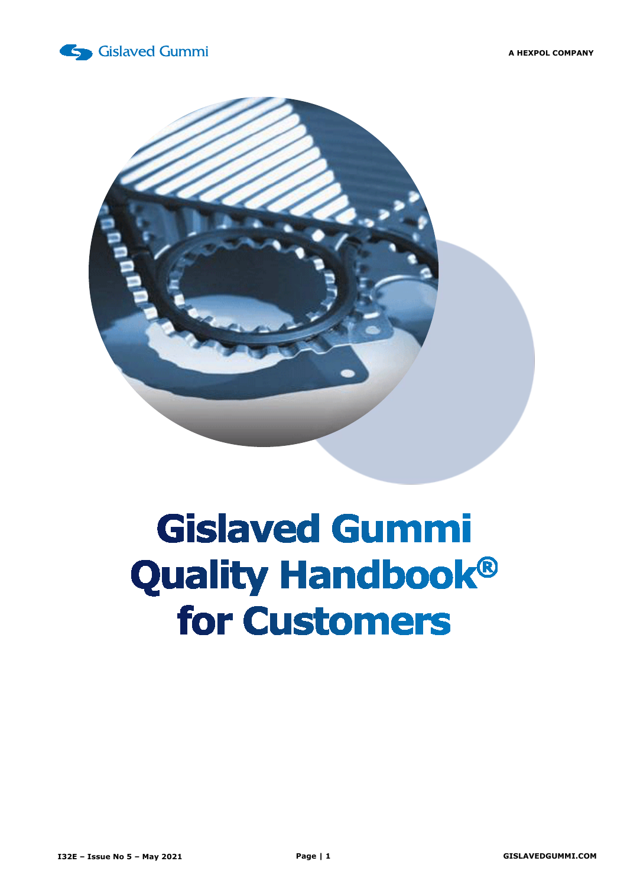Gislaved Gummi

A HEXPOL COMPANY

# Gislaved Gummi Quality Handbook® for Customers

I32E – Issue No 5 – May 2021

GISLAVEDGUMMI.COM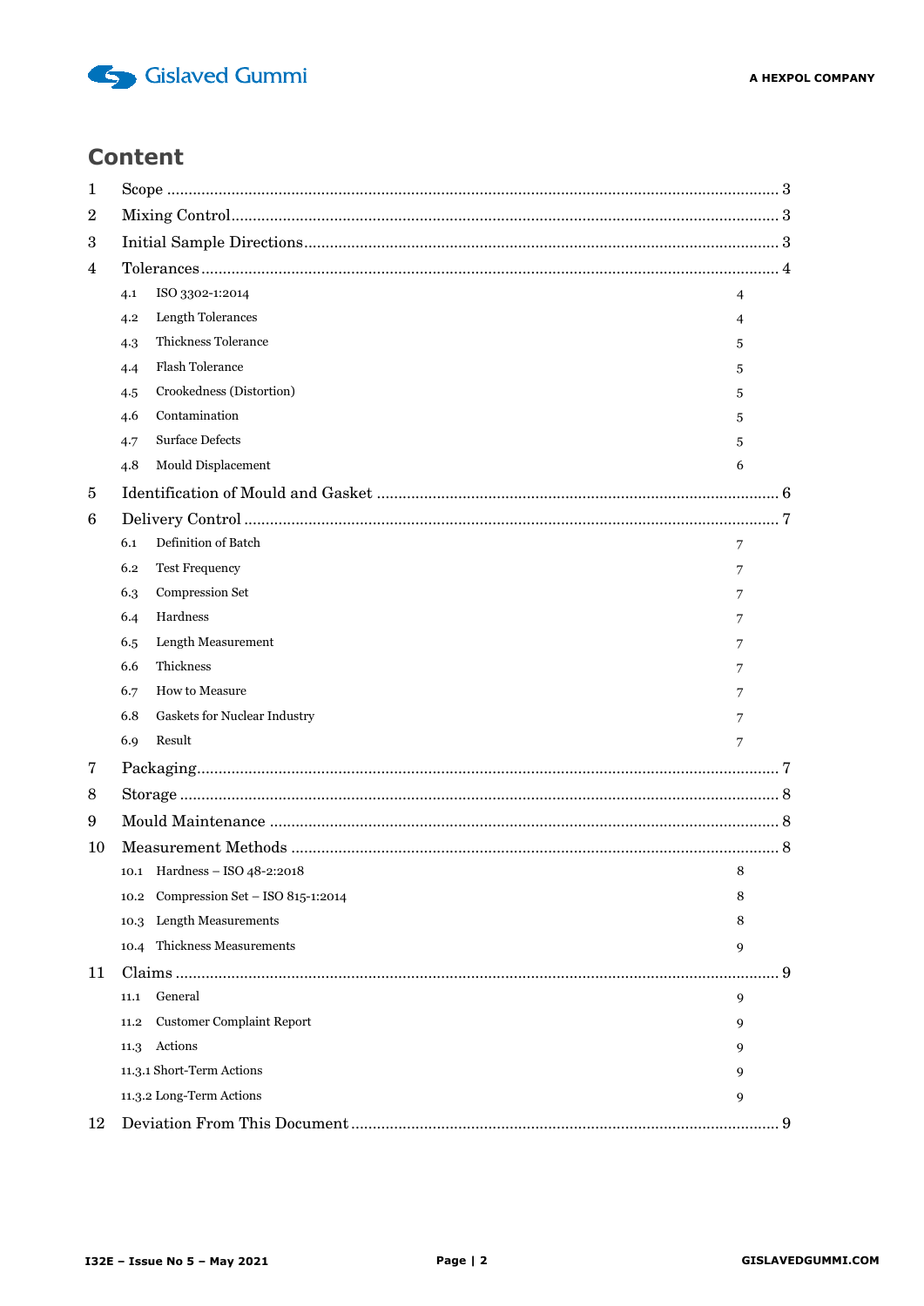# Content

1 Scope ........................................................................................................................................ 3

2 Mixing Control ........................................................................................................................... 3

3 Initial Sample Directions ........................................................................................................... 3

4 Tolerances .................................................................................................................................. 4

- 4.1 ISO 3302-1:2014 4
- 4.2 Length Tolerances 4
- 4.3 Thickness Tolerance 5
- 4.4 Flash Tolerance 5
- 4.5 Crookedness (Distortion) 5
- 4.6 Contamination 5
- 4.7 Surface Defects 5
- 4.8 Mould Displacement 6

5 Identification of Mould and Gasket ............................................................................................ 6

6 Delivery Control ......................................................................................................................... 7

- 6.1 Definition of Batch 7
- 6.2 Test Frequency 7
- 6.3 Compression Set 7
- 6.4 Hardness 7
- 6.5 Length Measurement 7
- 6.6 Thickness 7
- 6.7 How to Measure 7
- 6.8 Gaskets for Nuclear Industry 7
- 6.9 Result 7

7 Packaging ................................................................................................................................... 7

8 Storage ....................................................................................................................................... 8

9 Mould Maintenance ................................................................................................................... 8

10 Measurement Methods ............................................................................................................. 8

- 10.1 Hardness – ISO 48-2:2018 8
- 10.2 Compression Set – ISO 815-1:2014 8
- 10.3 Length Measurements 8
- 10.4 Thickness Measurements 9

11 Claims ....................................................................................................................................... 9

- 11.1 General 9
- 11.2 Customer Complaint Report 9
- 11.3 Actions 9
- 11.3.1 Short-Term Actions 9
- 11.3.2 Long-Term Actions 9

12 Deviation From This Document ................................................................................................ 9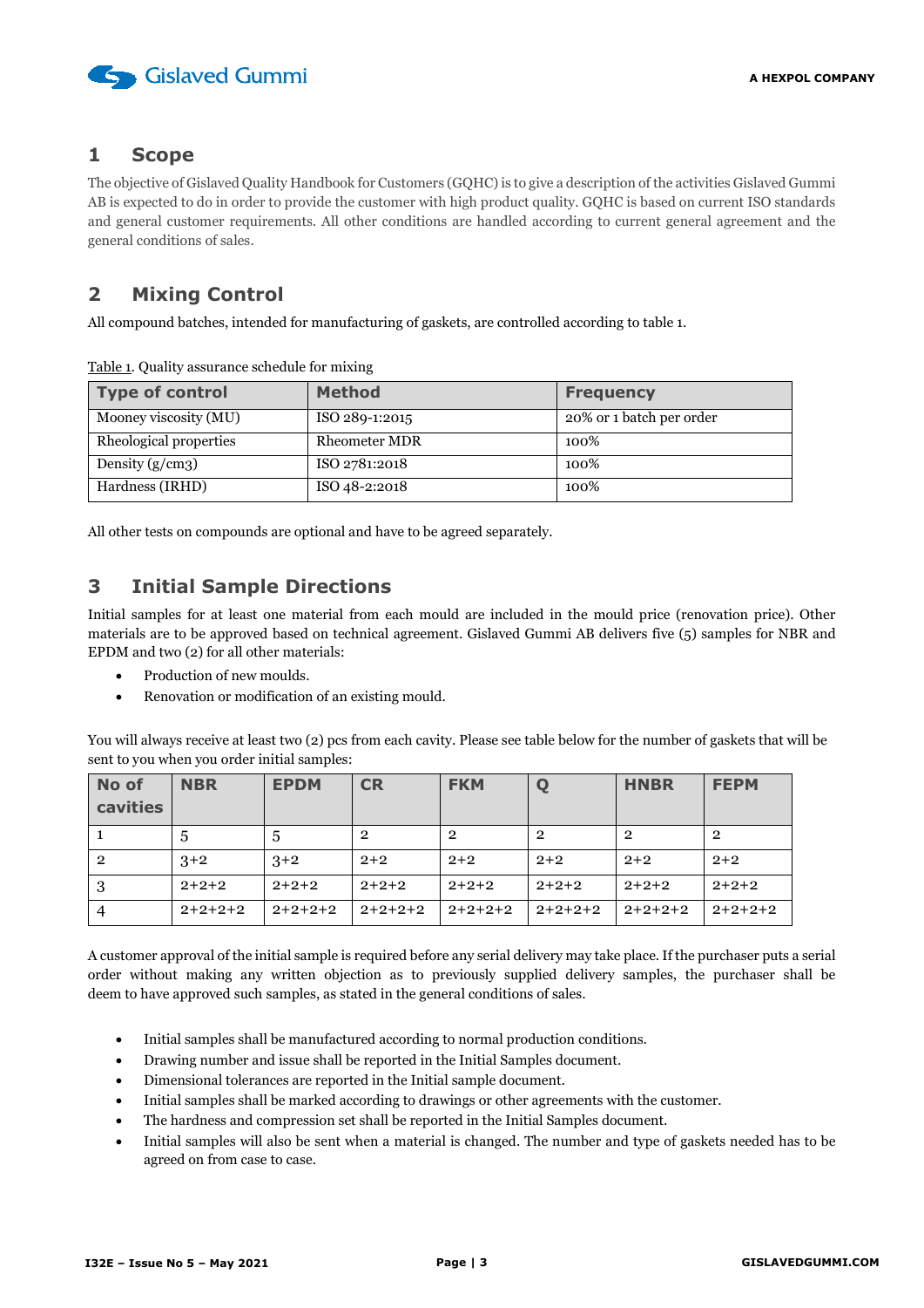## 1 Scope

The objective of Gislaved Quality Handbook for Customers (GQHC) is to give a description of the activities Gislaved Gummi AB is expected to do in order to provide the customer with high product quality. GQHC is based on current ISO standards and general customer requirements. All other conditions are handled according to current general agreement and the general conditions of sales.

## 2 Mixing Control

All compound batches, intended for manufacturing of gaskets, are controlled according to table 1.

Table 1. Quality assurance schedule for mixing

| Type of control | Method | Frequency |
|---|---|---|
| Mooney viscosity (MU) | ISO 289-1:2015 | 20% or 1 batch per order |
| Rheological properties | Rheometer MDR | 100% |
| Density (g/cm3) | ISO 2781:2018 | 100% |
| Hardness (IRHD) | ISO 48-2:2018 | 100% |

All other tests on compounds are optional and have to be agreed separately.

## 3 Initial Sample Directions

Initial samples for at least one material from each mould are included in the mould price (renovation price). Other materials are to be approved based on technical agreement. Gislaved Gummi AB delivers five (5) samples for NBR and EPDM and two (2) for all other materials:

- Production of new moulds.
- Renovation or modification of an existing mould.

You will always receive at least two (2) pcs from each cavity. Please see table below for the number of gaskets that will be sent to you when you order initial samples:

| No of cavities | NBR | EPDM | CR | FKM | Q | HNBR | FEPM |
|---|---|---|---|---|---|---|---|
| 1 | 5 | 5 | 2 | 2 | 2 | 2 | 2 |
| 2 | 3+2 | 3+2 | 2+2 | 2+2 | 2+2 | 2+2 | 2+2 |
| 3 | 2+2+2 | 2+2+2 | 2+2+2 | 2+2+2 | 2+2+2 | 2+2+2 | 2+2+2 |
| 4 | 2+2+2+2 | 2+2+2+2 | 2+2+2+2 | 2+2+2+2 | 2+2+2+2 | 2+2+2+2 | 2+2+2+2 |

A customer approval of the initial sample is required before any serial delivery may take place. If the purchaser puts a serial order without making any written objection as to previously supplied delivery samples, the purchaser shall be deem to have approved such samples, as stated in the general conditions of sales.

- Initial samples shall be manufactured according to normal production conditions.
- Drawing number and issue shall be reported in the Initial Samples document.
- Dimensional tolerances are reported in the Initial sample document.
- Initial samples shall be marked according to drawings or other agreements with the customer.
- The hardness and compression set shall be reported in the Initial Samples document.
- Initial samples will also be sent when a material is changed. The number and type of gaskets needed has to be agreed on from case to case.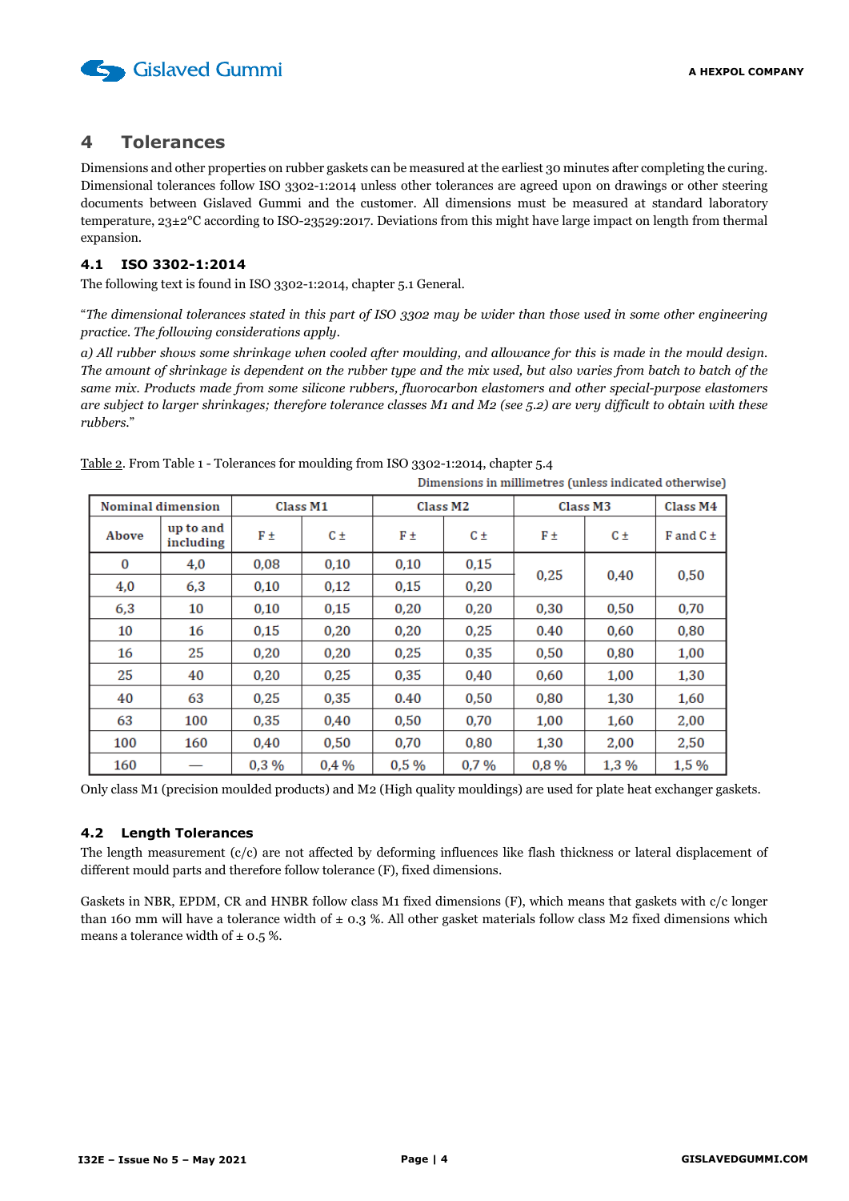## 4 Tolerances

Dimensions and other properties on rubber gaskets can be measured at the earliest 30 minutes after completing the curing. Dimensional tolerances follow ISO 3302-1:2014 unless other tolerances are agreed upon on drawings or other steering documents between Gislaved Gummi and the customer. All dimensions must be measured at standard laboratory temperature, 23±2°C according to ISO-23529:2017. Deviations from this might have large impact on length from thermal expansion.

### 4.1 ISO 3302-1:2014

The following text is found in ISO 3302-1:2014, chapter 5.1 General.

"*The dimensional tolerances stated in this part of ISO 3302 may be wider than those used in some other engineering practice. The following considerations apply.*

*a) All rubber shows some shrinkage when cooled after moulding, and allowance for this is made in the mould design. The amount of shrinkage is dependent on the rubber type and the mix used, but also varies from batch to batch of the same mix. Products made from some silicone rubbers, fluorocarbon elastomers and other special-purpose elastomers are subject to larger shrinkages; therefore tolerance classes M1 and M2 (see 5.2) are very difficult to obtain with these rubbers.*"

Table 2. From Table 1 - Tolerances for moulding from ISO 3302-1:2014, chapter 5.4

Dimensions in millimetres (unless indicated otherwise)

| Nominal dimension | | Class M1 | | Class M2 | | Class M3 | | Class M4 |
|---|---|---|---|---|---|---|---|---|
| Above | up to and including | F ± | C ± | F ± | C ± | F ± | C ± | F and C ± |
| 0 | 4,0 | 0,08 | 0,10 | 0,10 | 0,15 | 0,25 | 0,40 | 0,50 |
| 4,0 | 6,3 | 0,10 | 0,12 | 0,15 | 0,20 | | | |
| 6,3 | 10 | 0,10 | 0,15 | 0,20 | 0,20 | 0,30 | 0,50 | 0,70 |
| 10 | 16 | 0,15 | 0,20 | 0,20 | 0,25 | 0.40 | 0,60 | 0,80 |
| 16 | 25 | 0,20 | 0,20 | 0,25 | 0,35 | 0,50 | 0,80 | 1,00 |
| 25 | 40 | 0,20 | 0,25 | 0,35 | 0,40 | 0,60 | 1,00 | 1,30 |
| 40 | 63 | 0,25 | 0,35 | 0.40 | 0,50 | 0,80 | 1,30 | 1,60 |
| 63 | 100 | 0,35 | 0,40 | 0,50 | 0,70 | 1,00 | 1,60 | 2,00 |
| 100 | 160 | 0,40 | 0,50 | 0,70 | 0,80 | 1,30 | 2,00 | 2,50 |
| 160 | — | 0,3 % | 0,4 % | 0,5 % | 0,7 % | 0,8 % | 1,3 % | 1,5 % |

Only class M1 (precision moulded products) and M2 (High quality mouldings) are used for plate heat exchanger gaskets.

### 4.2 Length Tolerances

The length measurement (c/c) are not affected by deforming influences like flash thickness or lateral displacement of different mould parts and therefore follow tolerance (F), fixed dimensions.

Gaskets in NBR, EPDM, CR and HNBR follow class M1 fixed dimensions (F), which means that gaskets with c/c longer than 160 mm will have a tolerance width of ± 0.3 %. All other gasket materials follow class M2 fixed dimensions which means a tolerance width of ± 0.5 %.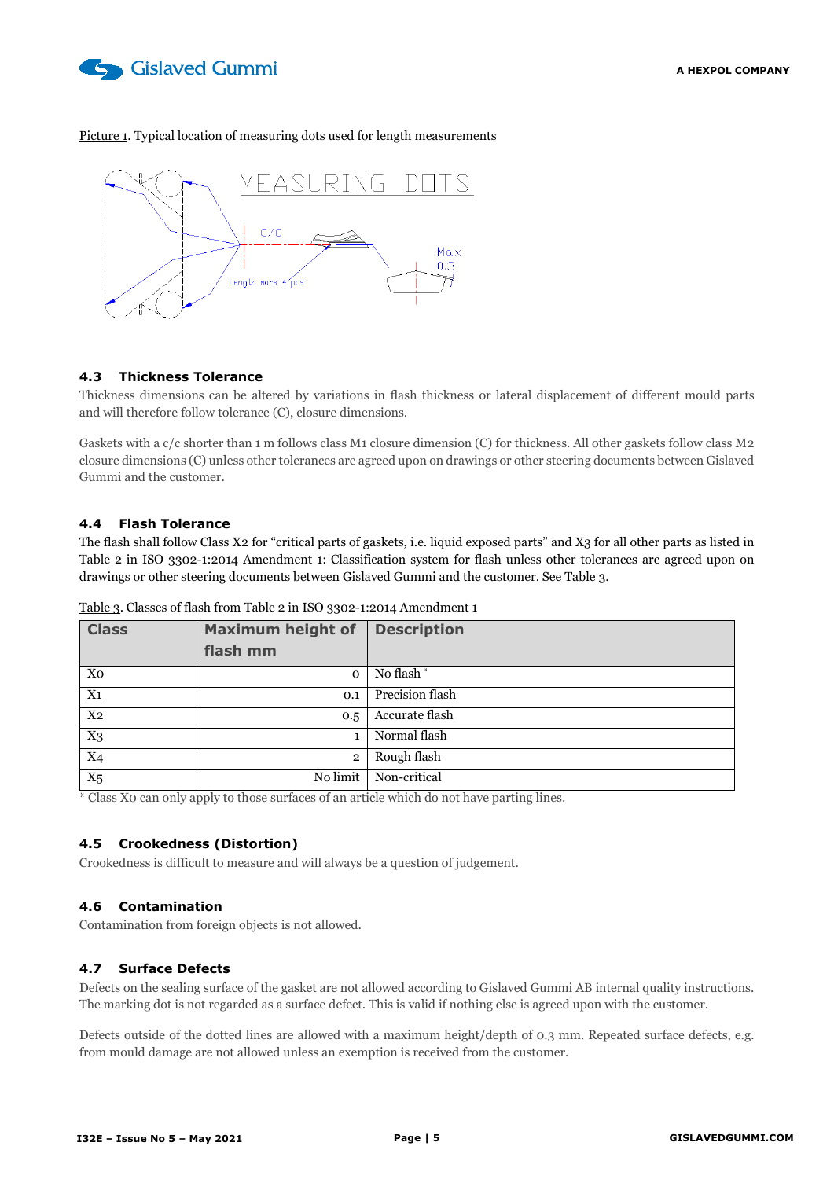Picture 1. Typical location of measuring dots used for length measurements

### 4.3 Thickness Tolerance

Thickness dimensions can be altered by variations in flash thickness or lateral displacement of different mould parts and will therefore follow tolerance (C), closure dimensions.

Gaskets with a c/c shorter than 1 m follows class M1 closure dimension (C) for thickness. All other gaskets follow class M2 closure dimensions (C) unless other tolerances are agreed upon on drawings or other steering documents between Gislaved Gummi and the customer.

### 4.4 Flash Tolerance

The flash shall follow Class X2 for "critical parts of gaskets, i.e. liquid exposed parts" and X3 for all other parts as listed in Table 2 in ISO 3302-1:2014 Amendment 1: Classification system for flash unless other tolerances are agreed upon on drawings or other steering documents between Gislaved Gummi and the customer. See Table 3.

Table 3. Classes of flash from Table 2 in ISO 3302-1:2014 Amendment 1

| Class | Maximum height of flash mm | Description |
|---|---:|---|
| X0 | 0 | No flash * |
| X1 | 0.1 | Precision flash |
| X2 | 0.5 | Accurate flash |
| X3 | 1 | Normal flash |
| X4 | 2 | Rough flash |
| X5 | No limit | Non-critical |

* Class X0 can only apply to those surfaces of an article which do not have parting lines.

### 4.5 Crookedness (Distortion)

Crookedness is difficult to measure and will always be a question of judgement.

### 4.6 Contamination

Contamination from foreign objects is not allowed.

### 4.7 Surface Defects

Defects on the sealing surface of the gasket are not allowed according to Gislaved Gummi AB internal quality instructions. The marking dot is not regarded as a surface defect. This is valid if nothing else is agreed upon with the customer.

Defects outside of the dotted lines are allowed with a maximum height/depth of 0.3 mm. Repeated surface defects, e.g. from mould damage are not allowed unless an exemption is received from the customer.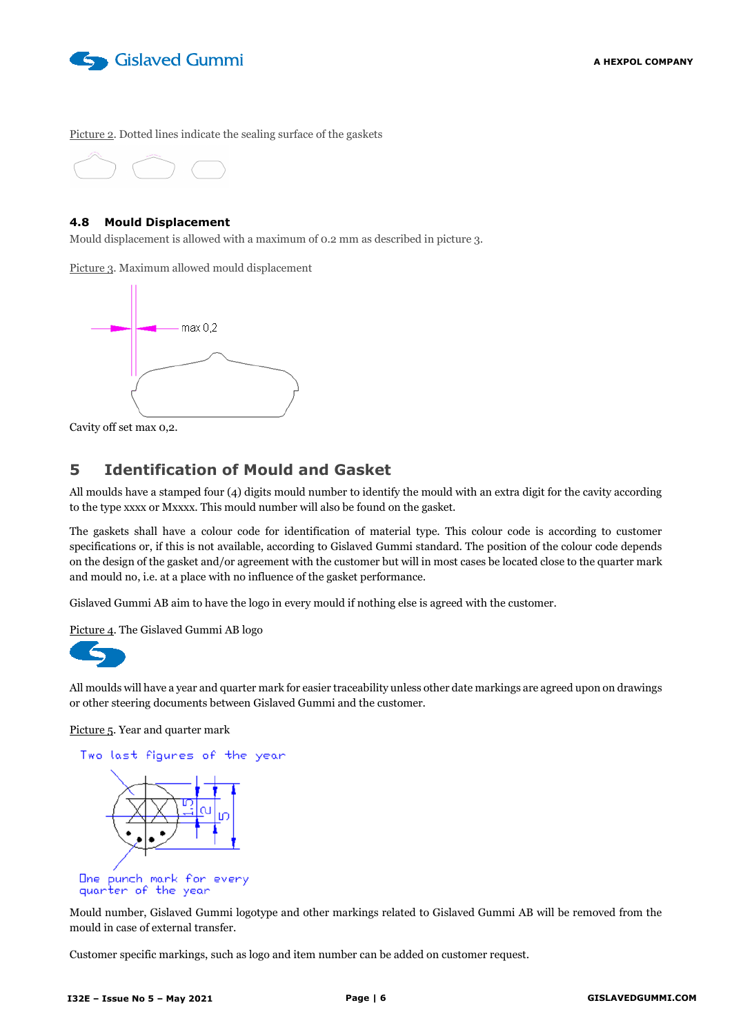Picture 2. Dotted lines indicate the sealing surface of the gaskets

### 4.8 Mould Displacement

Mould displacement is allowed with a maximum of 0.2 mm as described in picture 3.

Picture 3. Maximum allowed mould displacement

Cavity off set max 0,2.

## 5 Identification of Mould and Gasket

All moulds have a stamped four (4) digits mould number to identify the mould with an extra digit for the cavity according to the type xxxx or Mxxxx. This mould number will also be found on the gasket.

The gaskets shall have a colour code for identification of material type. This colour code is according to customer specifications or, if this is not available, according to Gislaved Gummi standard. The position of the colour code depends on the design of the gasket and/or agreement with the customer but will in most cases be located close to the quarter mark and mould no, i.e. at a place with no influence of the gasket performance.

Gislaved Gummi AB aim to have the logo in every mould if nothing else is agreed with the customer.

Picture 4. The Gislaved Gummi AB logo

All moulds will have a year and quarter mark for easier traceability unless other date markings are agreed upon on drawings or other steering documents between Gislaved Gummi and the customer.

Picture 5. Year and quarter mark

Mould number, Gislaved Gummi logotype and other markings related to Gislaved Gummi AB will be removed from the mould in case of external transfer.

Customer specific markings, such as logo and item number can be added on customer request.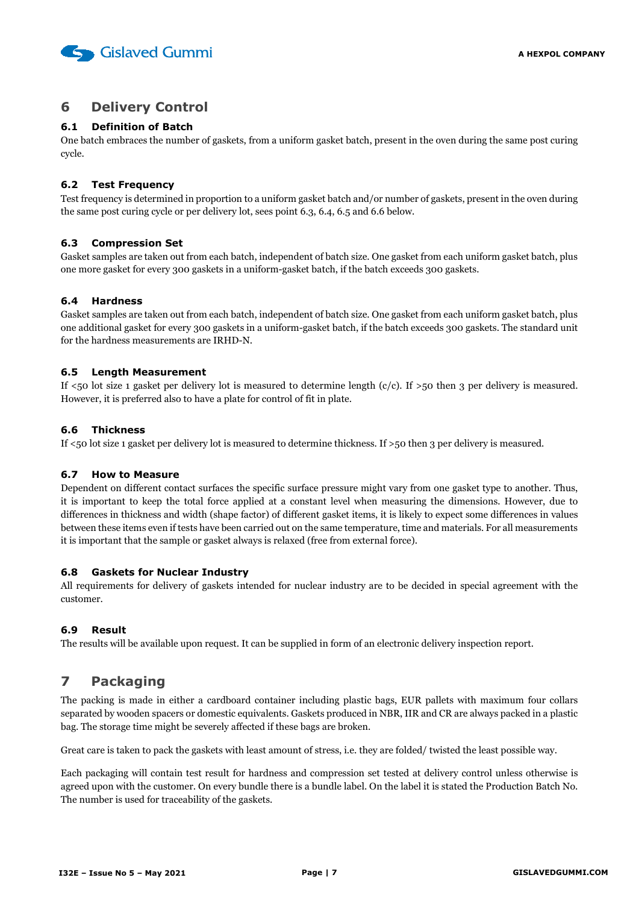## 6 Delivery Control

### 6.1 Definition of Batch

One batch embraces the number of gaskets, from a uniform gasket batch, present in the oven during the same post curing cycle.

### 6.2 Test Frequency

Test frequency is determined in proportion to a uniform gasket batch and/or number of gaskets, present in the oven during the same post curing cycle or per delivery lot, sees point 6.3, 6.4, 6.5 and 6.6 below.

### 6.3 Compression Set

Gasket samples are taken out from each batch, independent of batch size. One gasket from each uniform gasket batch, plus one more gasket for every 300 gaskets in a uniform-gasket batch, if the batch exceeds 300 gaskets.

### 6.4 Hardness

Gasket samples are taken out from each batch, independent of batch size. One gasket from each uniform gasket batch, plus one additional gasket for every 300 gaskets in a uniform-gasket batch, if the batch exceeds 300 gaskets. The standard unit for the hardness measurements are IRHD-N.

### 6.5 Length Measurement

If <50 lot size 1 gasket per delivery lot is measured to determine length (c/c). If >50 then 3 per delivery is measured. However, it is preferred also to have a plate for control of fit in plate.

### 6.6 Thickness

If <50 lot size 1 gasket per delivery lot is measured to determine thickness. If >50 then 3 per delivery is measured.

### 6.7 How to Measure

Dependent on different contact surfaces the specific surface pressure might vary from one gasket type to another. Thus, it is important to keep the total force applied at a constant level when measuring the dimensions. However, due to differences in thickness and width (shape factor) of different gasket items, it is likely to expect some differences in values between these items even if tests have been carried out on the same temperature, time and materials. For all measurements it is important that the sample or gasket always is relaxed (free from external force).

### 6.8 Gaskets for Nuclear Industry

All requirements for delivery of gaskets intended for nuclear industry are to be decided in special agreement with the customer.

### 6.9 Result

The results will be available upon request. It can be supplied in form of an electronic delivery inspection report.

## 7 Packaging

The packing is made in either a cardboard container including plastic bags, EUR pallets with maximum four collars separated by wooden spacers or domestic equivalents. Gaskets produced in NBR, IIR and CR are always packed in a plastic bag. The storage time might be severely affected if these bags are broken.

Great care is taken to pack the gaskets with least amount of stress, i.e. they are folded/ twisted the least possible way.

Each packaging will contain test result for hardness and compression set tested at delivery control unless otherwise is agreed upon with the customer. On every bundle there is a bundle label. On the label it is stated the Production Batch No. The number is used for traceability of the gaskets.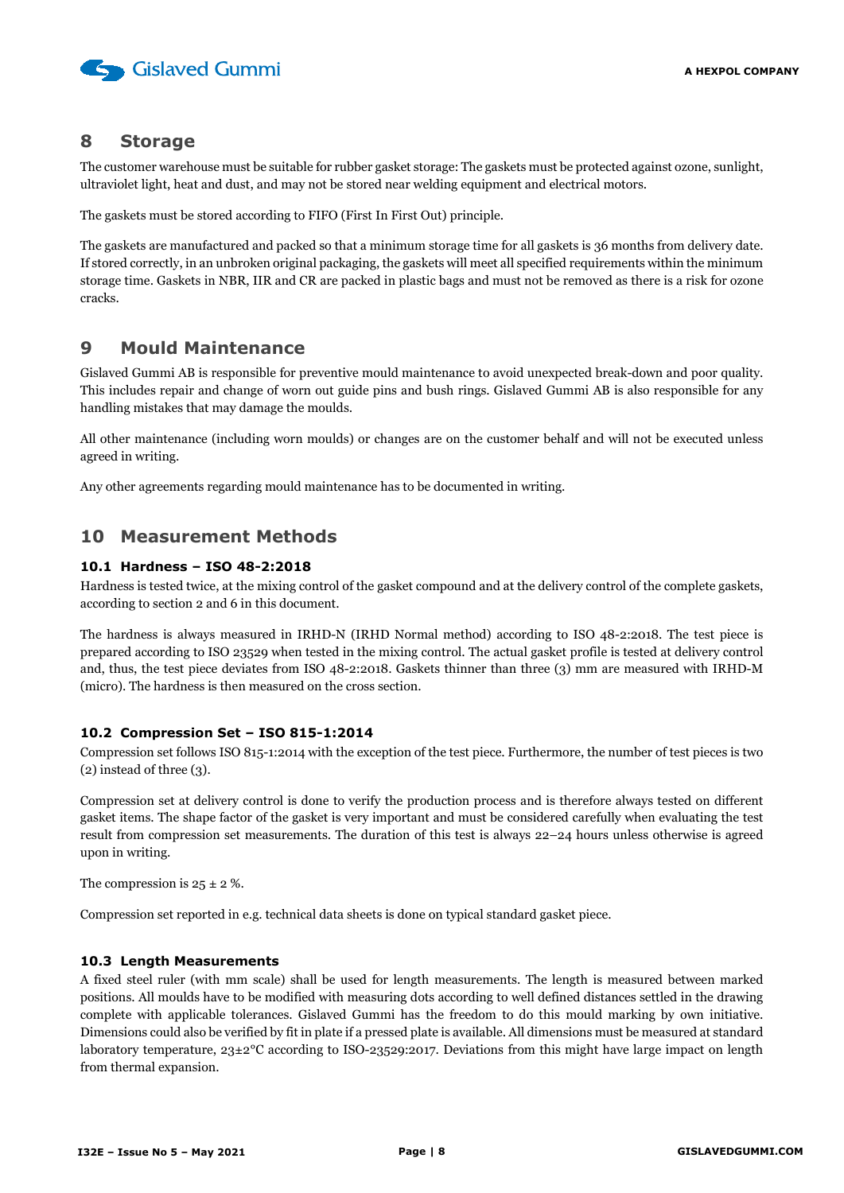## 8 Storage

The customer warehouse must be suitable for rubber gasket storage: The gaskets must be protected against ozone, sunlight, ultraviolet light, heat and dust, and may not be stored near welding equipment and electrical motors.

The gaskets must be stored according to FIFO (First In First Out) principle.

The gaskets are manufactured and packed so that a minimum storage time for all gaskets is 36 months from delivery date. If stored correctly, in an unbroken original packaging, the gaskets will meet all specified requirements within the minimum storage time. Gaskets in NBR, IIR and CR are packed in plastic bags and must not be removed as there is a risk for ozone cracks.

## 9 Mould Maintenance

Gislaved Gummi AB is responsible for preventive mould maintenance to avoid unexpected break-down and poor quality. This includes repair and change of worn out guide pins and bush rings. Gislaved Gummi AB is also responsible for any handling mistakes that may damage the moulds.

All other maintenance (including worn moulds) or changes are on the customer behalf and will not be executed unless agreed in writing.

Any other agreements regarding mould maintenance has to be documented in writing.

## 10 Measurement Methods

### 10.1 Hardness – ISO 48-2:2018

Hardness is tested twice, at the mixing control of the gasket compound and at the delivery control of the complete gaskets, according to section 2 and 6 in this document.

The hardness is always measured in IRHD-N (IRHD Normal method) according to ISO 48-2:2018. The test piece is prepared according to ISO 23529 when tested in the mixing control. The actual gasket profile is tested at delivery control and, thus, the test piece deviates from ISO 48-2:2018. Gaskets thinner than three (3) mm are measured with IRHD-M (micro). The hardness is then measured on the cross section.

### 10.2 Compression Set – ISO 815-1:2014

Compression set follows ISO 815-1:2014 with the exception of the test piece. Furthermore, the number of test pieces is two (2) instead of three (3).

Compression set at delivery control is done to verify the production process and is therefore always tested on different gasket items. The shape factor of the gasket is very important and must be considered carefully when evaluating the test result from compression set measurements. The duration of this test is always 22–24 hours unless otherwise is agreed upon in writing.

The compression is 25 ± 2 %.

Compression set reported in e.g. technical data sheets is done on typical standard gasket piece.

### 10.3 Length Measurements

A fixed steel ruler (with mm scale) shall be used for length measurements. The length is measured between marked positions. All moulds have to be modified with measuring dots according to well defined distances settled in the drawing complete with applicable tolerances. Gislaved Gummi has the freedom to do this mould marking by own initiative. Dimensions could also be verified by fit in plate if a pressed plate is available. All dimensions must be measured at standard laboratory temperature, 23±2°C according to ISO-23529:2017. Deviations from this might have large impact on length from thermal expansion.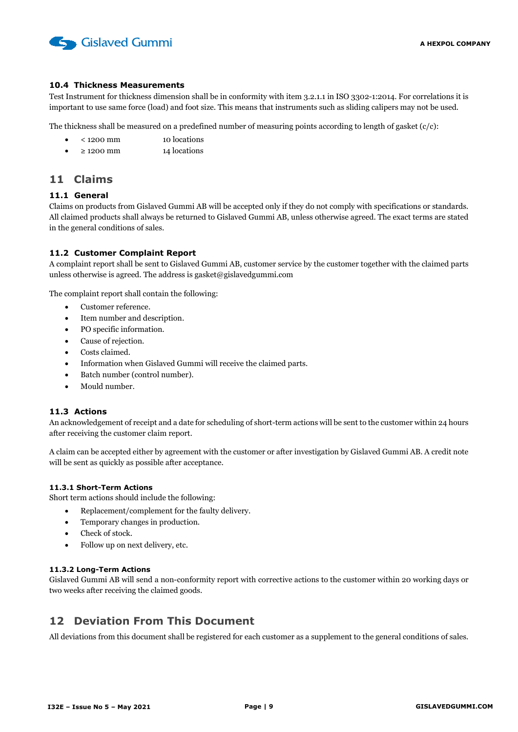### 10.4 Thickness Measurements

Test Instrument for thickness dimension shall be in conformity with item 3.2.1.1 in ISO 3302-1:2014. For correlations it is important to use same force (load) and foot size. This means that instruments such as sliding calipers may not be used.

The thickness shall be measured on a predefined number of measuring points according to length of gasket (c/c):

- < 1200 mm     10 locations
- ≥ 1200 mm     14 locations

## 11 Claims

### 11.1 General

Claims on products from Gislaved Gummi AB will be accepted only if they do not comply with specifications or standards. All claimed products shall always be returned to Gislaved Gummi AB, unless otherwise agreed. The exact terms are stated in the general conditions of sales.

### 11.2 Customer Complaint Report

A complaint report shall be sent to Gislaved Gummi AB, customer service by the customer together with the claimed parts unless otherwise is agreed. The address is gasket@gislavedgummi.com

The complaint report shall contain the following:

- Customer reference.
- Item number and description.
- PO specific information.
- Cause of rejection.
- Costs claimed.
- Information when Gislaved Gummi will receive the claimed parts.
- Batch number (control number).
- Mould number.

### 11.3 Actions

An acknowledgement of receipt and a date for scheduling of short-term actions will be sent to the customer within 24 hours after receiving the customer claim report.

A claim can be accepted either by agreement with the customer or after investigation by Gislaved Gummi AB. A credit note will be sent as quickly as possible after acceptance.

#### 11.3.1 Short-Term Actions

Short term actions should include the following:

- Replacement/complement for the faulty delivery.
- Temporary changes in production.
- Check of stock.
- Follow up on next delivery, etc.

#### 11.3.2 Long-Term Actions

Gislaved Gummi AB will send a non-conformity report with corrective actions to the customer within 20 working days or two weeks after receiving the claimed goods.

## 12 Deviation From This Document

All deviations from this document shall be registered for each customer as a supplement to the general conditions of sales.